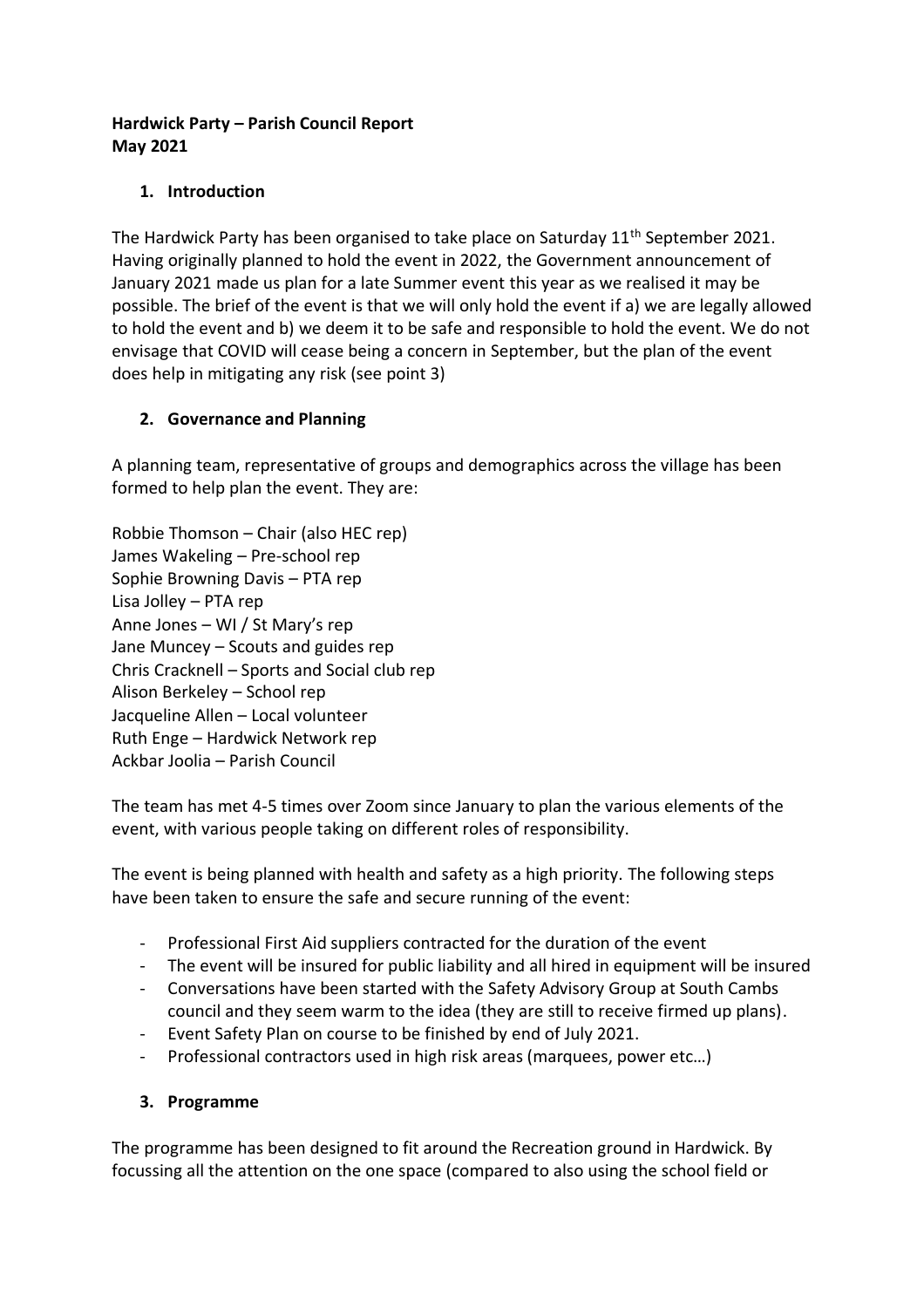**Hardwick Party – Parish Council Report**
**May 2021**

## 1. Introduction

The Hardwick Party has been organised to take place on Saturday 11th September 2021. Having originally planned to hold the event in 2022, the Government announcement of January 2021 made us plan for a late Summer event this year as we realised it may be possible. The brief of the event is that we will only hold the event if a) we are legally allowed to hold the event and b) we deem it to be safe and responsible to hold the event. We do not envisage that COVID will cease being a concern in September, but the plan of the event does help in mitigating any risk (see point 3)

## 2. Governance and Planning

A planning team, representative of groups and demographics across the village has been formed to help plan the event. They are:

Robbie Thomson – Chair (also HEC rep)
James Wakeling – Pre-school rep
Sophie Browning Davis – PTA rep
Lisa Jolley – PTA rep
Anne Jones – WI / St Mary's rep
Jane Muncey – Scouts and guides rep
Chris Cracknell – Sports and Social club rep
Alison Berkeley – School rep
Jacqueline Allen – Local volunteer
Ruth Enge – Hardwick Network rep
Ackbar Joolia – Parish Council

The team has met 4-5 times over Zoom since January to plan the various elements of the event, with various people taking on different roles of responsibility.

The event is being planned with health and safety as a high priority. The following steps have been taken to ensure the safe and secure running of the event:

- Professional First Aid suppliers contracted for the duration of the event
- The event will be insured for public liability and all hired in equipment will be insured
- Conversations have been started with the Safety Advisory Group at South Cambs council and they seem warm to the idea (they are still to receive firmed up plans).
- Event Safety Plan on course to be finished by end of July 2021.
- Professional contractors used in high risk areas (marquees, power etc…)

## 3. Programme

The programme has been designed to fit around the Recreation ground in Hardwick. By focussing all the attention on the one space (compared to also using the school field or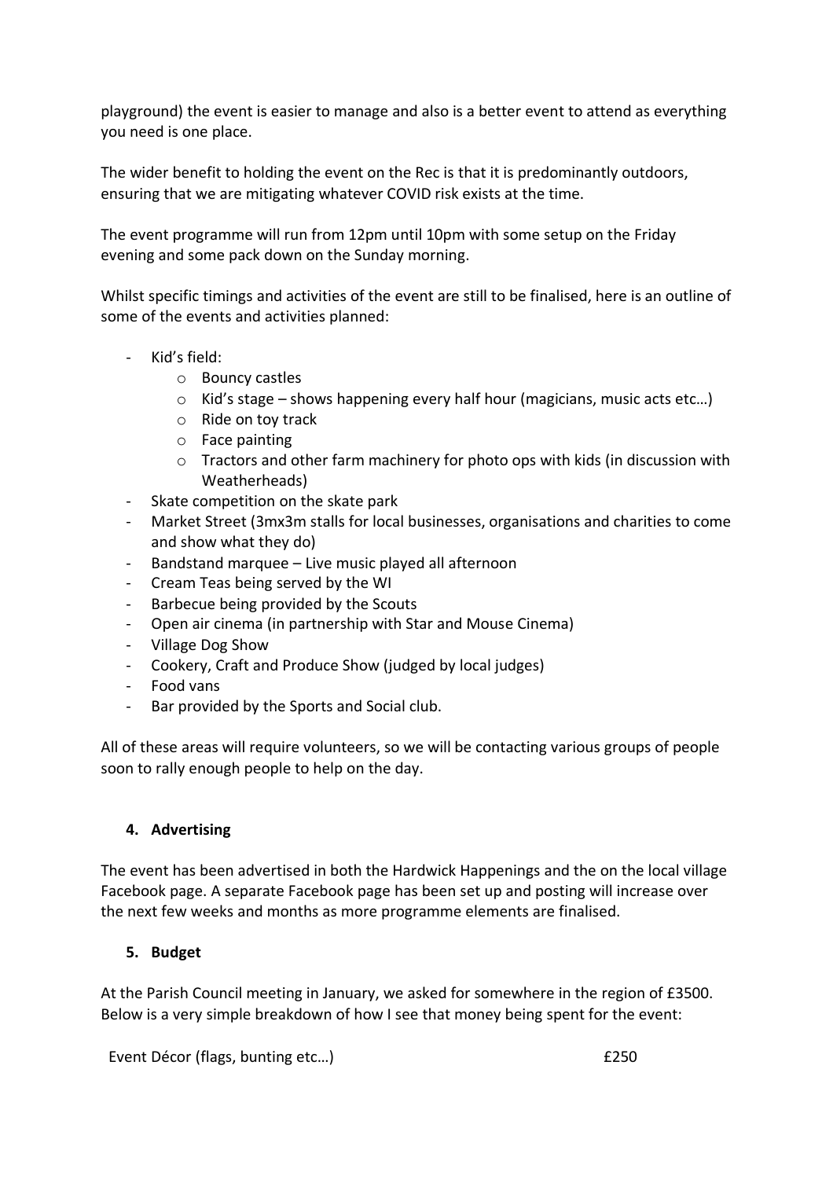playground) the event is easier to manage and also is a better event to attend as everything you need is one place.

The wider benefit to holding the event on the Rec is that it is predominantly outdoors, ensuring that we are mitigating whatever COVID risk exists at the time.

The event programme will run from 12pm until 10pm with some setup on the Friday evening and some pack down on the Sunday morning.

Whilst specific timings and activities of the event are still to be finalised, here is an outline of some of the events and activities planned:

- Kid's field:
    - Bouncy castles
    - Kid's stage – shows happening every half hour (magicians, music acts etc…)
    - Ride on toy track
    - Face painting
    - Tractors and other farm machinery for photo ops with kids (in discussion with Weatherheads)
- Skate competition on the skate park
- Market Street (3mx3m stalls for local businesses, organisations and charities to come and show what they do)
- Bandstand marquee – Live music played all afternoon
- Cream Teas being served by the WI
- Barbecue being provided by the Scouts
- Open air cinema (in partnership with Star and Mouse Cinema)
- Village Dog Show
- Cookery, Craft and Produce Show (judged by local judges)
- Food vans
- Bar provided by the Sports and Social club.

All of these areas will require volunteers, so we will be contacting various groups of people soon to rally enough people to help on the day.

### 4. Advertising

The event has been advertised in both the Hardwick Happenings and the on the local village Facebook page. A separate Facebook page has been set up and posting will increase over the next few weeks and months as more programme elements are finalised.

### 5. Budget

At the Parish Council meeting in January, we asked for somewhere in the region of £3500. Below is a very simple breakdown of how I see that money being spent for the event:

| | |
|---|---|
| Event Décor (flags, bunting etc…) | £250 |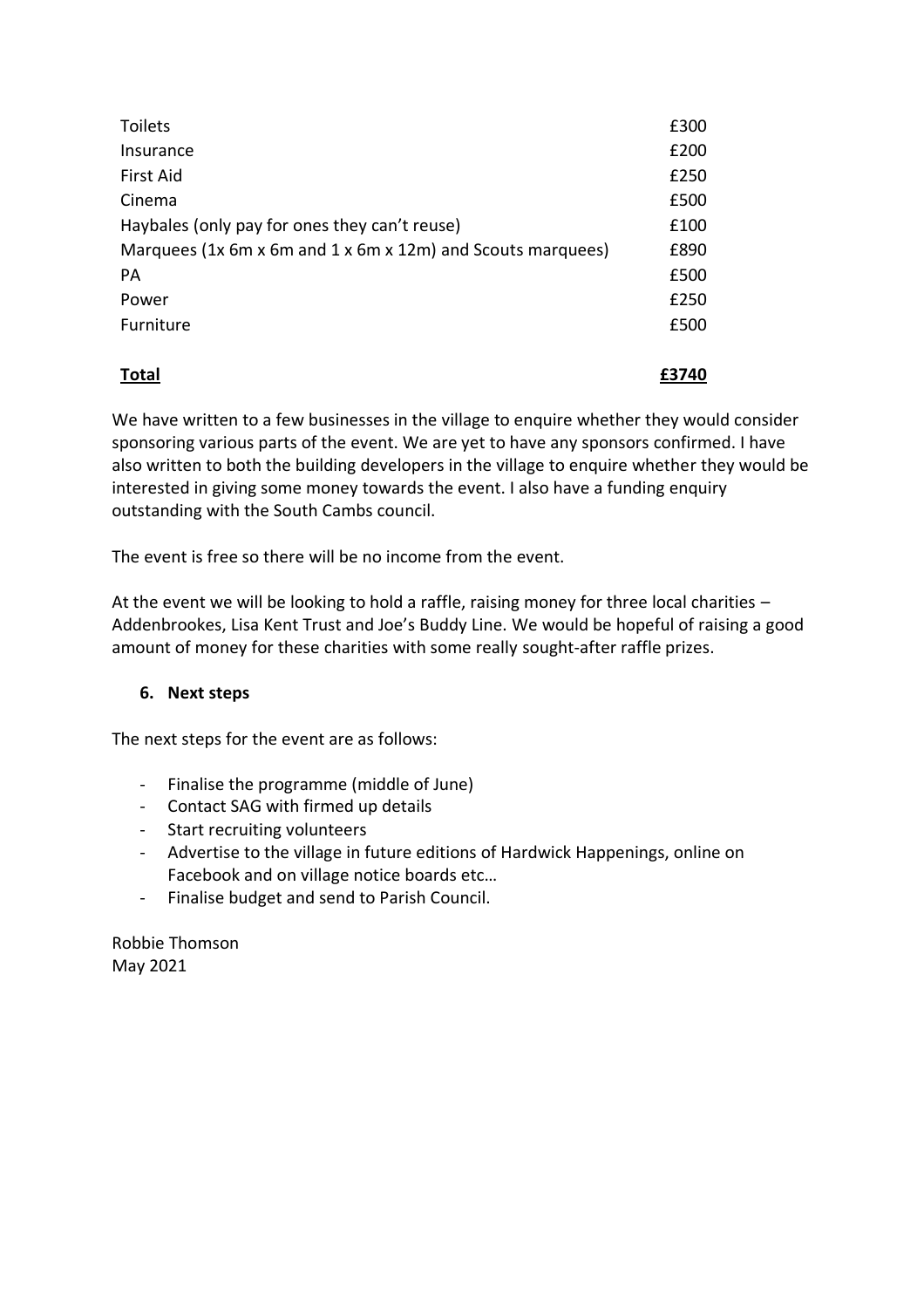| | |
|---|---|
| Toilets | £300 |
| Insurance | £200 |
| First Aid | £250 |
| Cinema | £500 |
| Haybales (only pay for ones they can't reuse) | £100 |
| Marquees (1x 6m x 6m and 1 x 6m x 12m) and Scouts marquees) | £890 |
| PA | £500 |
| Power | £250 |
| Furniture | £500 |
| **Total** | **£3740** |

We have written to a few businesses in the village to enquire whether they would consider sponsoring various parts of the event. We are yet to have any sponsors confirmed. I have also written to both the building developers in the village to enquire whether they would be interested in giving some money towards the event. I also have a funding enquiry outstanding with the South Cambs council.

The event is free so there will be no income from the event.

At the event we will be looking to hold a raffle, raising money for three local charities – Addenbrookes, Lisa Kent Trust and Joe's Buddy Line. We would be hopeful of raising a good amount of money for these charities with some really sought-after raffle prizes.

## 6. Next steps

The next steps for the event are as follows:

- Finalise the programme (middle of June)
- Contact SAG with firmed up details
- Start recruiting volunteers
- Advertise to the village in future editions of Hardwick Happenings, online on Facebook and on village notice boards etc…
- Finalise budget and send to Parish Council.

Robbie Thomson
May 2021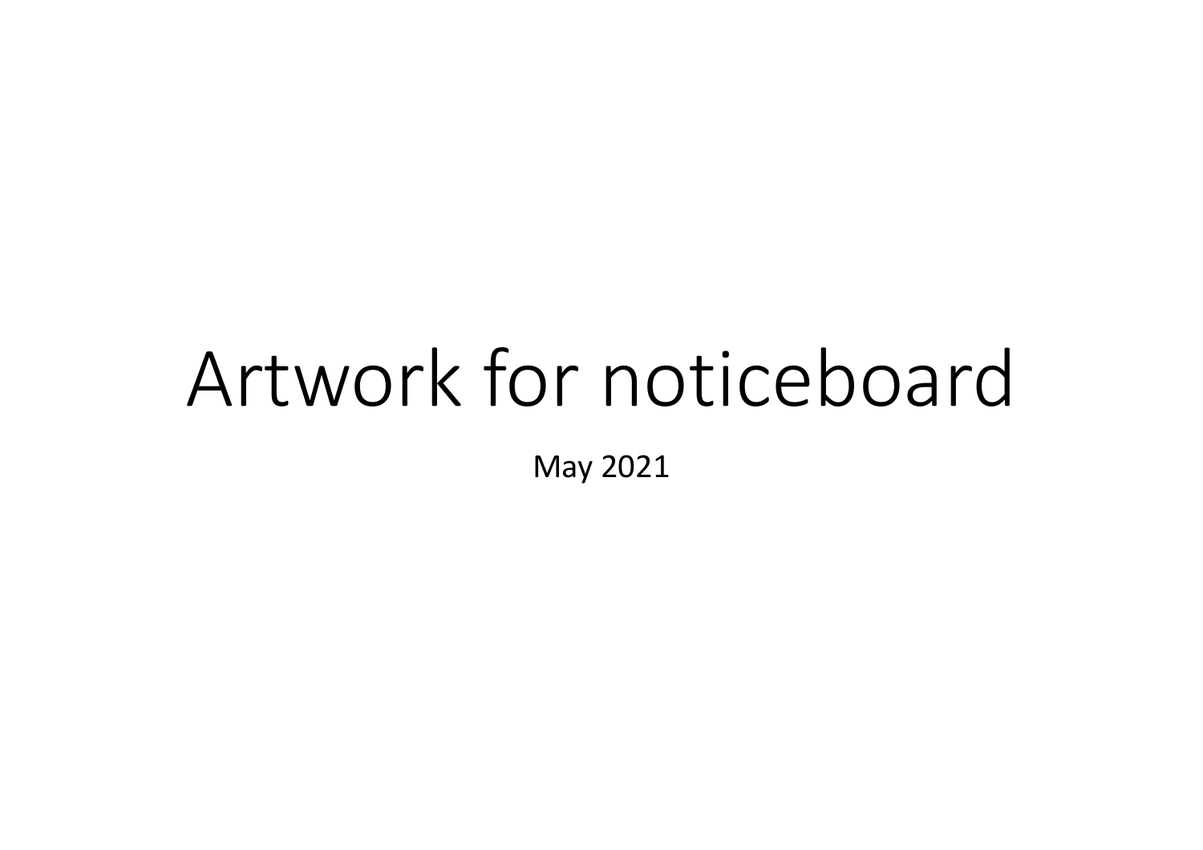# Artwork for noticeboard

May 2021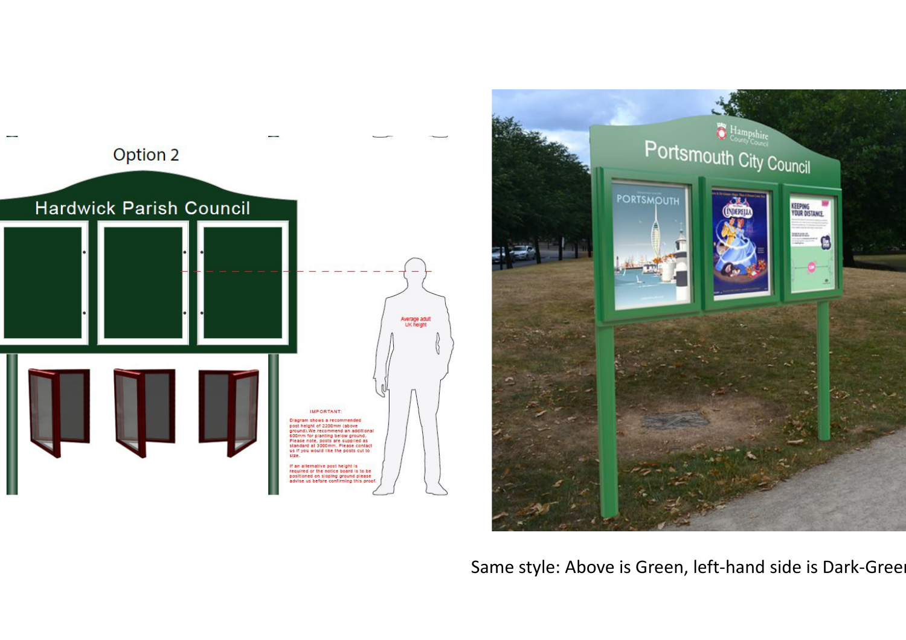Option 2

Hardwick Parish Council

Average adult UK height

IMPORTANT:

Diagram shows a recommended post height of 2200mm (above ground). We recommend an additional 600mm for planting below ground. Please note, posts are supplied as standard at 3000mm. Please contact us if you would like the posts cut to size.

If an alternative post height is required or the notice board is to be positioned on sloping ground please advise us before confirming this proof.

Hampshire County Council

Portsmouth City Council

Same style: Above is Green, left-hand side is Dark-Green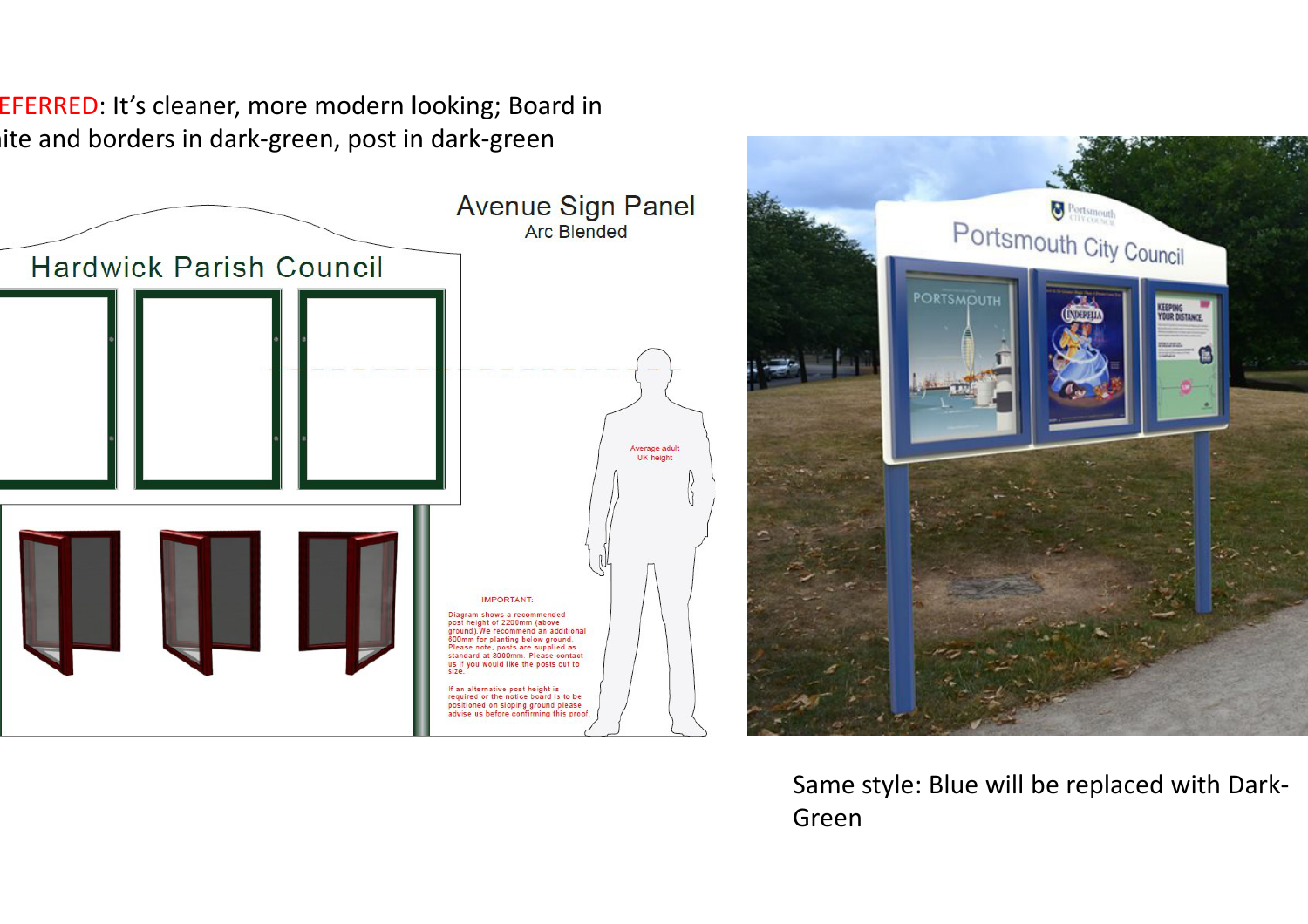EFERRED: It's cleaner, more modern looking; Board in ite and borders in dark-green, post in dark-green

Avenue Sign Panel

Arc Blended

Hardwick Parish Council

Average adult UK height

IMPORTANT:

Diagram shows a recommended post height of 2200mm (above ground). We recommend an additional 800mm for planting below ground. Please note, posts are supplied as standard at 3000mm. Please contact us if you would like the posts cut to size.

If an alternative post height is required or the notice board is to be positioned on sloping ground please advise us before confirming this proof.

Same style: Blue will be replaced with Dark-Green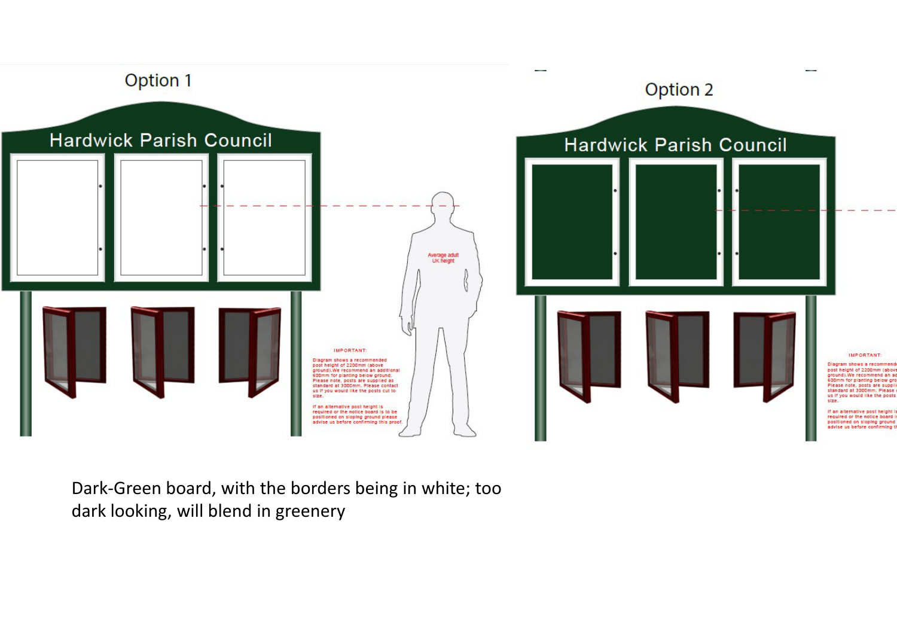Option 1

Hardwick Parish Council

Average adult UK height

IMPORTANT:

Diagram shows a recommended post height of 2200mm (above ground).We recommend an additional 600mm for planting below ground. Please note, posts are supplied as standard at 3000mm. Please contact us if you would like the posts cut to size.

If an alternative post height is required or the notice board is to be positioned on sloping ground please advise us before confirming this proof.

Option 2

Hardwick Parish Council

Dark-Green board, with the borders being in white; too dark looking, will blend in greenery